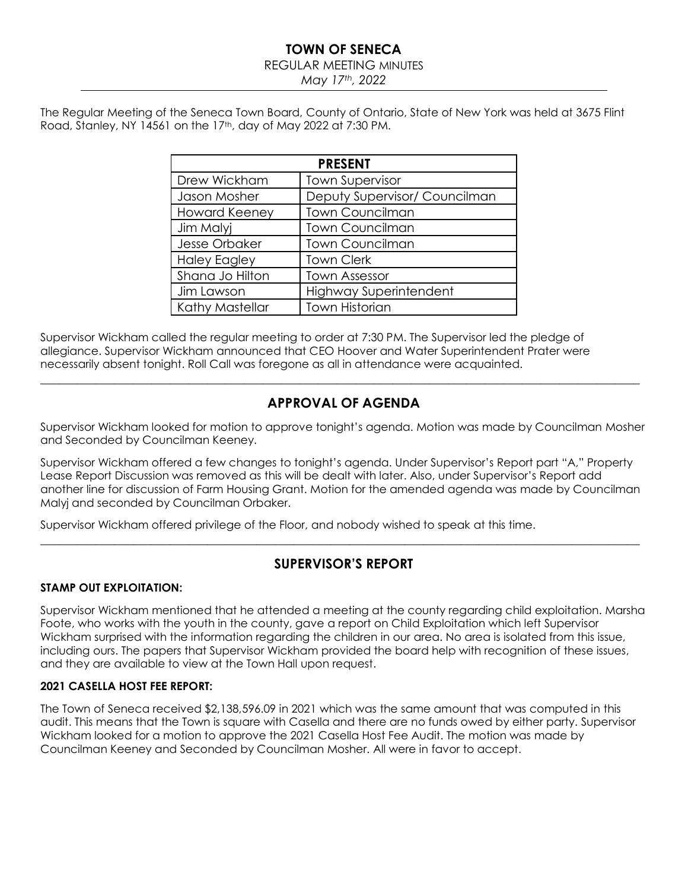# TOWN OF SENECA

REGULAR MEETING MINUTES

*May 17th, 2022*

The Regular Meeting of the Seneca Town Board, County of Ontario, State of New York was held at 3675 Flint Road, Stanley, NY 14561 on the 17th, day of May 2022 at 7:30 PM.

| PRESENT | |
|---|---|
| Drew Wickham | Town Supervisor |
| Jason Mosher | Deputy Supervisor/ Councilman |
| Howard Keeney | Town Councilman |
| Jim Malyj | Town Councilman |
| Jesse Orbaker | Town Councilman |
| Haley Eagley | Town Clerk |
| Shana Jo Hilton | Town Assessor |
| Jim Lawson | Highway Superintendent |
| Kathy Mastellar | Town Historian |

Supervisor Wickham called the regular meeting to order at 7:30 PM. The Supervisor led the pledge of allegiance. Supervisor Wickham announced that CEO Hoover and Water Superintendent Prater were necessarily absent tonight. Roll Call was foregone as all in attendance were acquainted.

---

## APPROVAL OF AGENDA

Supervisor Wickham looked for motion to approve tonight's agenda. Motion was made by Councilman Mosher and Seconded by Councilman Keeney.

Supervisor Wickham offered a few changes to tonight's agenda. Under Supervisor's Report part "A," Property Lease Report Discussion was removed as this will be dealt with later. Also, under Supervisor's Report add another line for discussion of Farm Housing Grant. Motion for the amended agenda was made by Councilman Malyj and seconded by Councilman Orbaker.

Supervisor Wickham offered privilege of the Floor, and nobody wished to speak at this time.

---

## SUPERVISOR'S REPORT

### STAMP OUT EXPLOITATION:

Supervisor Wickham mentioned that he attended a meeting at the county regarding child exploitation. Marsha Foote, who works with the youth in the county, gave a report on Child Exploitation which left Supervisor Wickham surprised with the information regarding the children in our area. No area is isolated from this issue, including ours. The papers that Supervisor Wickham provided the board help with recognition of these issues, and they are available to view at the Town Hall upon request.

### 2021 CASELLA HOST FEE REPORT:

The Town of Seneca received $2,138,596.09 in 2021 which was the same amount that was computed in this audit. This means that the Town is square with Casella and there are no funds owed by either party. Supervisor Wickham looked for a motion to approve the 2021 Casella Host Fee Audit. The motion was made by Councilman Keeney and Seconded by Councilman Mosher. All were in favor to accept.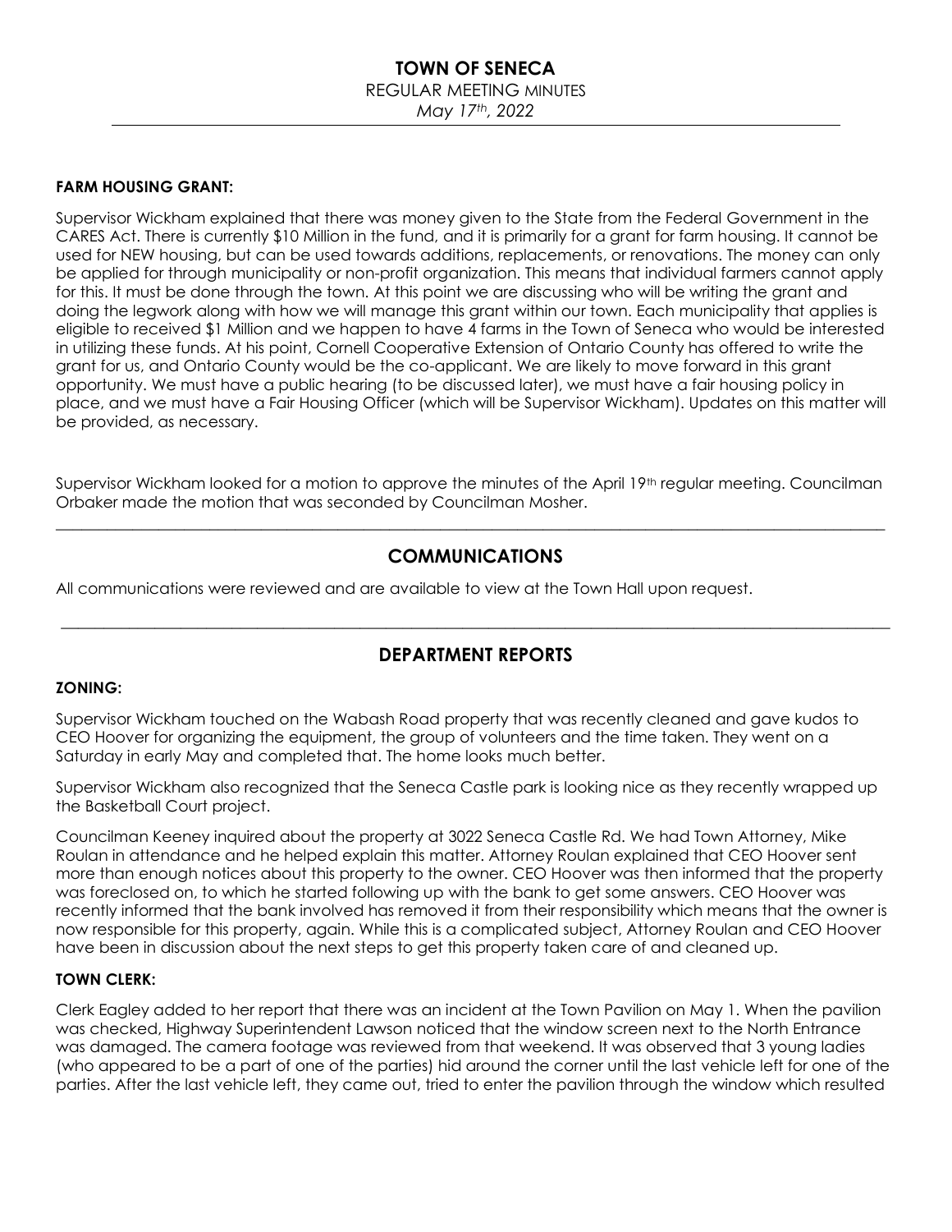**FARM HOUSING GRANT:**

Supervisor Wickham explained that there was money given to the State from the Federal Government in the CARES Act. There is currently $10 Million in the fund, and it is primarily for a grant for farm housing. It cannot be used for NEW housing, but can be used towards additions, replacements, or renovations. The money can only be applied for through municipality or non-profit organization. This means that individual farmers cannot apply for this. It must be done through the town. At this point we are discussing who will be writing the grant and doing the legwork along with how we will manage this grant within our town. Each municipality that applies is eligible to received $1 Million and we happen to have 4 farms in the Town of Seneca who would be interested in utilizing these funds. At his point, Cornell Cooperative Extension of Ontario County has offered to write the grant for us, and Ontario County would be the co-applicant. We are likely to move forward in this grant opportunity. We must have a public hearing (to be discussed later), we must have a fair housing policy in place, and we must have a Fair Housing Officer (which will be Supervisor Wickham). Updates on this matter will be provided, as necessary.

Supervisor Wickham looked for a motion to approve the minutes of the April 19th regular meeting. Councilman Orbaker made the motion that was seconded by Councilman Mosher.

---

## COMMUNICATIONS

All communications were reviewed and are available to view at the Town Hall upon request.

---

## DEPARTMENT REPORTS

**ZONING:**

Supervisor Wickham touched on the Wabash Road property that was recently cleaned and gave kudos to CEO Hoover for organizing the equipment, the group of volunteers and the time taken. They went on a Saturday in early May and completed that. The home looks much better.

Supervisor Wickham also recognized that the Seneca Castle park is looking nice as they recently wrapped up the Basketball Court project.

Councilman Keeney inquired about the property at 3022 Seneca Castle Rd. We had Town Attorney, Mike Roulan in attendance and he helped explain this matter. Attorney Roulan explained that CEO Hoover sent more than enough notices about this property to the owner. CEO Hoover was then informed that the property was foreclosed on, to which he started following up with the bank to get some answers. CEO Hoover was recently informed that the bank involved has removed it from their responsibility which means that the owner is now responsible for this property, again. While this is a complicated subject, Attorney Roulan and CEO Hoover have been in discussion about the next steps to get this property taken care of and cleaned up.

**TOWN CLERK:**

Clerk Eagley added to her report that there was an incident at the Town Pavilion on May 1. When the pavilion was checked, Highway Superintendent Lawson noticed that the window screen next to the North Entrance was damaged. The camera footage was reviewed from that weekend. It was observed that 3 young ladies (who appeared to be a part of one of the parties) hid around the corner until the last vehicle left for one of the parties. After the last vehicle left, they came out, tried to enter the pavilion through the window which resulted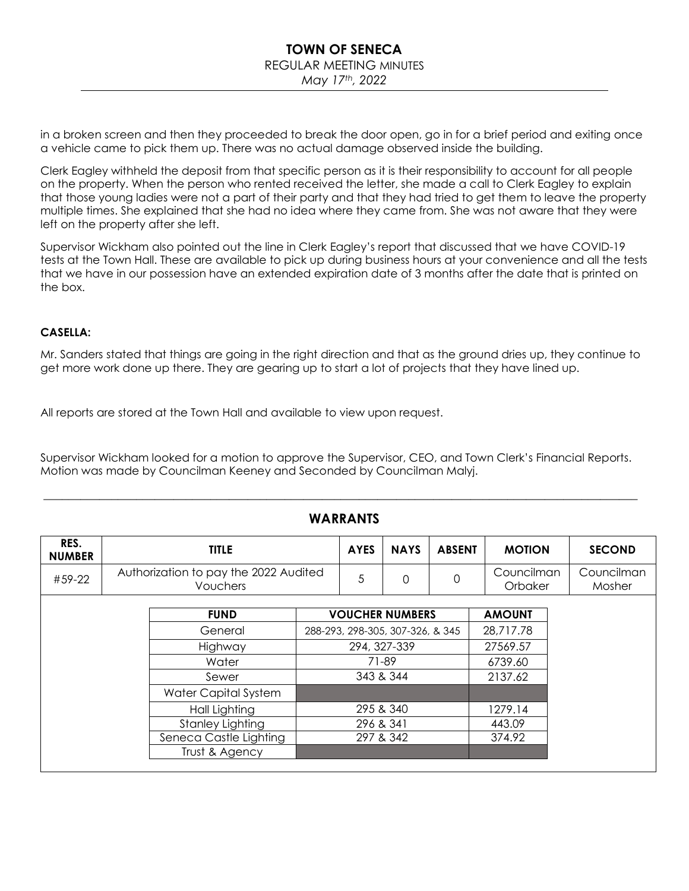in a broken screen and then they proceeded to break the door open, go in for a brief period and exiting once a vehicle came to pick them up. There was no actual damage observed inside the building.

Clerk Eagley withheld the deposit from that specific person as it is their responsibility to account for all people on the property. When the person who rented received the letter, she made a call to Clerk Eagley to explain that those young ladies were not a part of their party and that they had tried to get them to leave the property multiple times. She explained that she had no idea where they came from. She was not aware that they were left on the property after she left.

Supervisor Wickham also pointed out the line in Clerk Eagley's report that discussed that we have COVID-19 tests at the Town Hall. These are available to pick up during business hours at your convenience and all the tests that we have in our possession have an extended expiration date of 3 months after the date that is printed on the box.

**CASELLA:**

Mr. Sanders stated that things are going in the right direction and that as the ground dries up, they continue to get more work done up there. They are gearing up to start a lot of projects that they have lined up.

All reports are stored at the Town Hall and available to view upon request.

Supervisor Wickham looked for a motion to approve the Supervisor, CEO, and Town Clerk's Financial Reports. Motion was made by Councilman Keeney and Seconded by Councilman Malyj.

---

## WARRANTS

| RES. NUMBER | TITLE | AYES | NAYS | ABSENT | MOTION | SECOND |
|---|---|---|---|---|---|---|
| #59-22 | Authorization to pay the 2022 Audited Vouchers | 5 | 0 | 0 | Councilman Orbaker | Councilman Mosher |

| FUND | VOUCHER NUMBERS | AMOUNT |
|---|---|---|
| General | 288-293, 298-305, 307-326, & 345 | 28,717.78 |
| Highway | 294, 327-339 | 27569.57 |
| Water | 71-89 | 6739.60 |
| Sewer | 343 & 344 | 2137.62 |
| Water Capital System | | |
| Hall Lighting | 295 & 340 | 1279.14 |
| Stanley Lighting | 296 & 341 | 443.09 |
| Seneca Castle Lighting | 297 & 342 | 374.92 |
| Trust & Agency | | |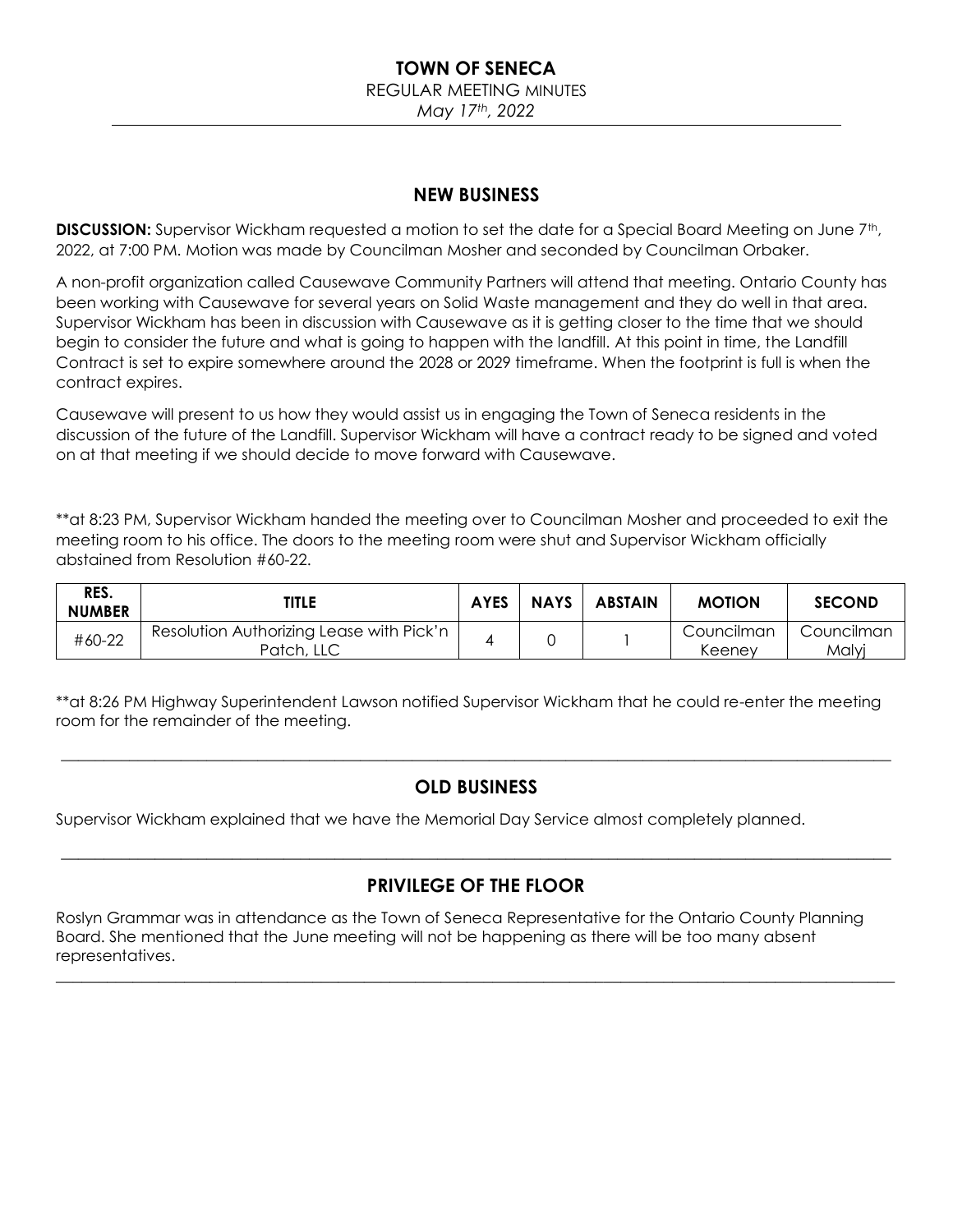## NEW BUSINESS

**DISCUSSION:** Supervisor Wickham requested a motion to set the date for a Special Board Meeting on June 7th, 2022, at 7:00 PM. Motion was made by Councilman Mosher and seconded by Councilman Orbaker.

A non-profit organization called Causewave Community Partners will attend that meeting. Ontario County has been working with Causewave for several years on Solid Waste management and they do well in that area. Supervisor Wickham has been in discussion with Causewave as it is getting closer to the time that we should begin to consider the future and what is going to happen with the landfill. At this point in time, the Landfill Contract is set to expire somewhere around the 2028 or 2029 timeframe. When the footprint is full is when the contract expires.

Causewave will present to us how they would assist us in engaging the Town of Seneca residents in the discussion of the future of the Landfill. Supervisor Wickham will have a contract ready to be signed and voted on at that meeting if we should decide to move forward with Causewave.

**at 8:23 PM, Supervisor Wickham handed the meeting over to Councilman Mosher and proceeded to exit the meeting room to his office. The doors to the meeting room were shut and Supervisor Wickham officially abstained from Resolution #60-22.

| RES. NUMBER | TITLE | AYES | NAYS | ABSTAIN | MOTION | SECOND |
|---|---|---|---|---|---|---|
| #60-22 | Resolution Authorizing Lease with Pick'n Patch, LLC | 4 | 0 | 1 | Councilman Keeney | Councilman Malyj |

**at 8:26 PM Highway Superintendent Lawson notified Supervisor Wickham that he could re-enter the meeting room for the remainder of the meeting.

---

## OLD BUSINESS

Supervisor Wickham explained that we have the Memorial Day Service almost completely planned.

---

## PRIVILEGE OF THE FLOOR

Roslyn Grammar was in attendance as the Town of Seneca Representative for the Ontario County Planning Board. She mentioned that the June meeting will not be happening as there will be too many absent representatives.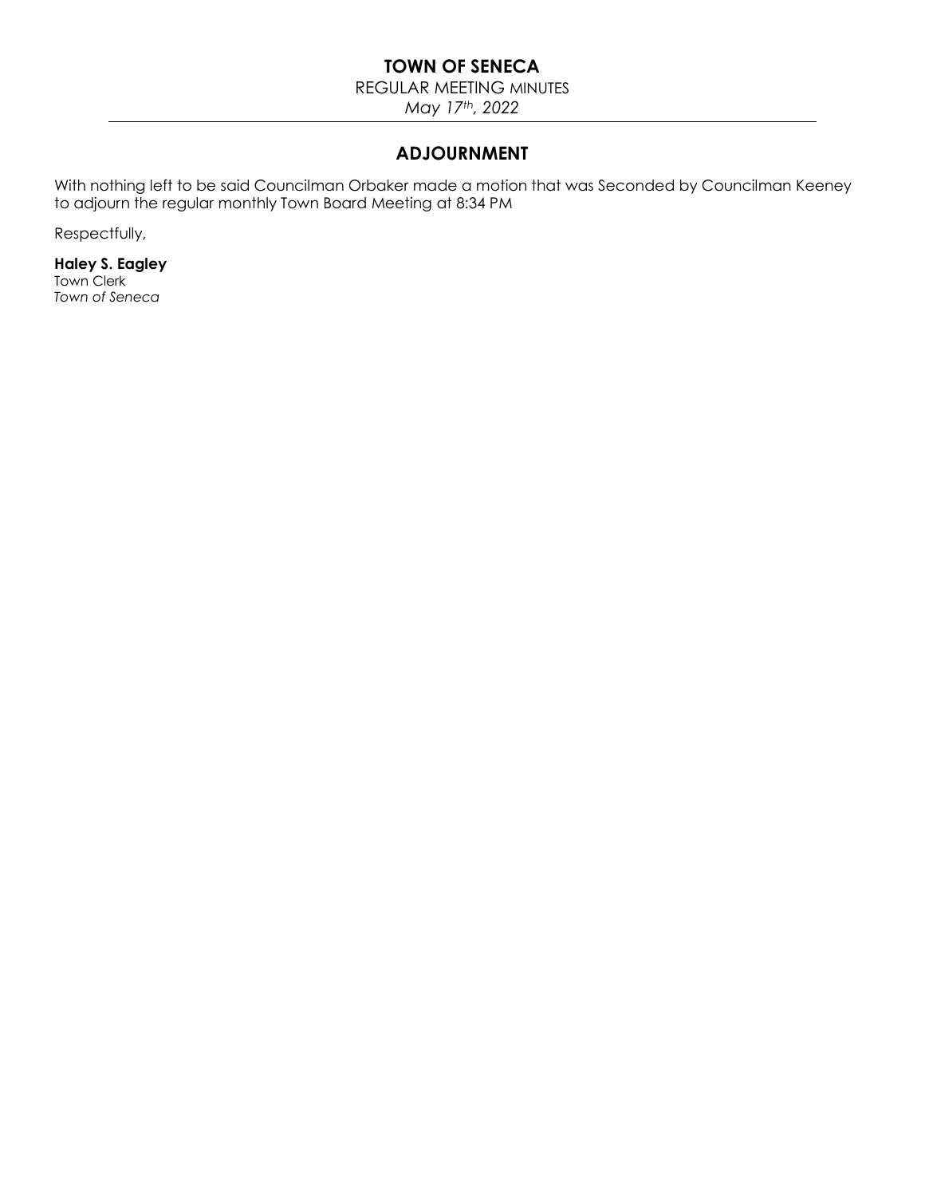## ADJOURNMENT

With nothing left to be said Councilman Orbaker made a motion that was Seconded by Councilman Keeney to adjourn the regular monthly Town Board Meeting at 8:34 PM

Respectfully,

**Haley S. Eagley**
Town Clerk
*Town of Seneca*